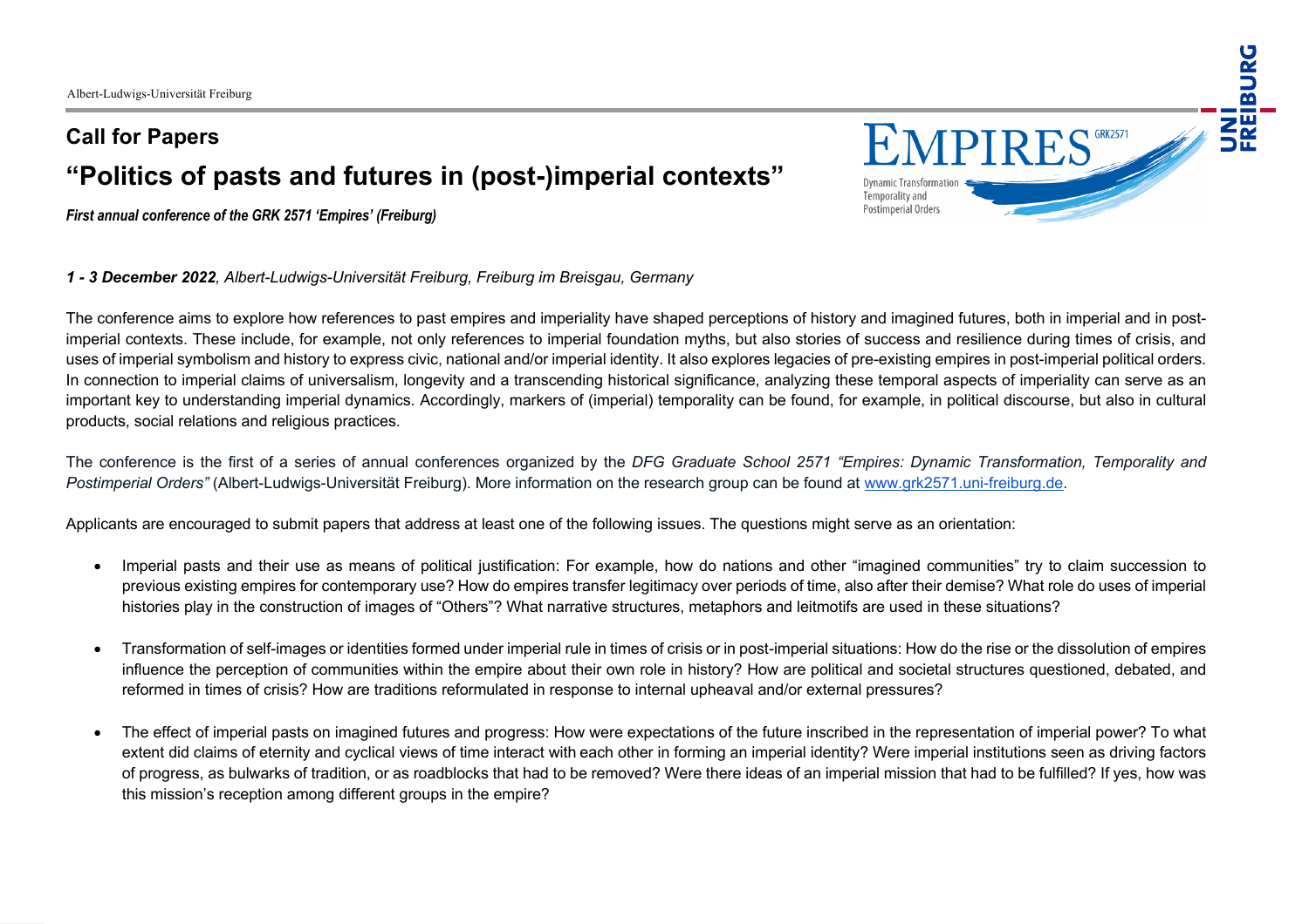## Call for Papers

# "Politics of pasts and futures in (post-)imperial contexts"

***First annual conference of the GRK 2571 'Empires' (Freiburg)***

***1 - 3 December 2022**, Albert-Ludwigs-Universität Freiburg, Freiburg im Breisgau, Germany*

The conference aims to explore how references to past empires and imperiality have shaped perceptions of history and imagined futures, both in imperial and in post-imperial contexts. These include, for example, not only references to imperial foundation myths, but also stories of success and resilience during times of crisis, and uses of imperial symbolism and history to express civic, national and/or imperial identity. It also explores legacies of pre-existing empires in post-imperial political orders. In connection to imperial claims of universalism, longevity and a transcending historical significance, analyzing these temporal aspects of imperiality can serve as an important key to understanding imperial dynamics. Accordingly, markers of (imperial) temporality can be found, for example, in political discourse, but also in cultural products, social relations and religious practices.

The conference is the first of a series of annual conferences organized by the *DFG Graduate School 2571 "Empires: Dynamic Transformation, Temporality and Postimperial Orders"* (Albert-Ludwigs-Universität Freiburg). More information on the research group can be found at www.grk2571.uni-freiburg.de.

Applicants are encouraged to submit papers that address at least one of the following issues. The questions might serve as an orientation:

- Imperial pasts and their use as means of political justification: For example, how do nations and other "imagined communities" try to claim succession to previous existing empires for contemporary use? How do empires transfer legitimacy over periods of time, also after their demise? What role do uses of imperial histories play in the construction of images of "Others"? What narrative structures, metaphors and leitmotifs are used in these situations?

- Transformation of self-images or identities formed under imperial rule in times of crisis or in post-imperial situations: How do the rise or the dissolution of empires influence the perception of communities within the empire about their own role in history? How are political and societal structures questioned, debated, and reformed in times of crisis? How are traditions reformulated in response to internal upheaval and/or external pressures?

- The effect of imperial pasts on imagined futures and progress: How were expectations of the future inscribed in the representation of imperial power? To what extent did claims of eternity and cyclical views of time interact with each other in forming an imperial identity? Were imperial institutions seen as driving factors of progress, as bulwarks of tradition, or as roadblocks that had to be removed? Were there ideas of an imperial mission that had to be fulfilled? If yes, how was this mission's reception among different groups in the empire?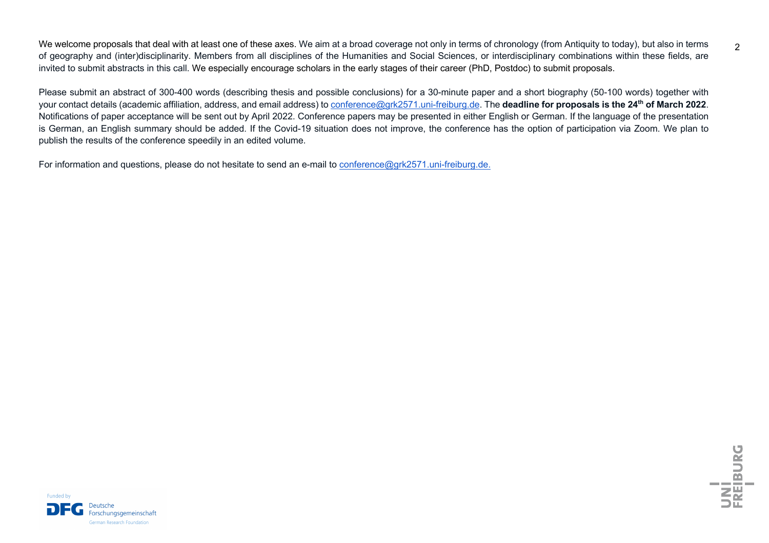We welcome proposals that deal with at least one of these axes. We aim at a broad coverage not only in terms of chronology (from Antiquity to today), but also in terms of geography and (inter)disciplinarity. Members from all disciplines of the Humanities and Social Sciences, or interdisciplinary combinations within these fields, are invited to submit abstracts in this call. We especially encourage scholars in the early stages of their career (PhD, Postdoc) to submit proposals.

Please submit an abstract of 300-400 words (describing thesis and possible conclusions) for a 30-minute paper and a short biography (50-100 words) together with your contact details (academic affiliation, address, and email address) to conference@grk2571.uni-freiburg.de. The **deadline for proposals is the 24th of March 2022**. Notifications of paper acceptance will be sent out by April 2022. Conference papers may be presented in either English or German. If the language of the presentation is German, an English summary should be added. If the Covid-19 situation does not improve, the conference has the option of participation via Zoom. We plan to publish the results of the conference speedily in an edited volume.

For information and questions, please do not hesitate to send an e-mail to conference@grk2571.uni-freiburg.de.

Funded by DFG Deutsche Forschungsgemeinschaft German Research Foundation

UNI FREIBURG